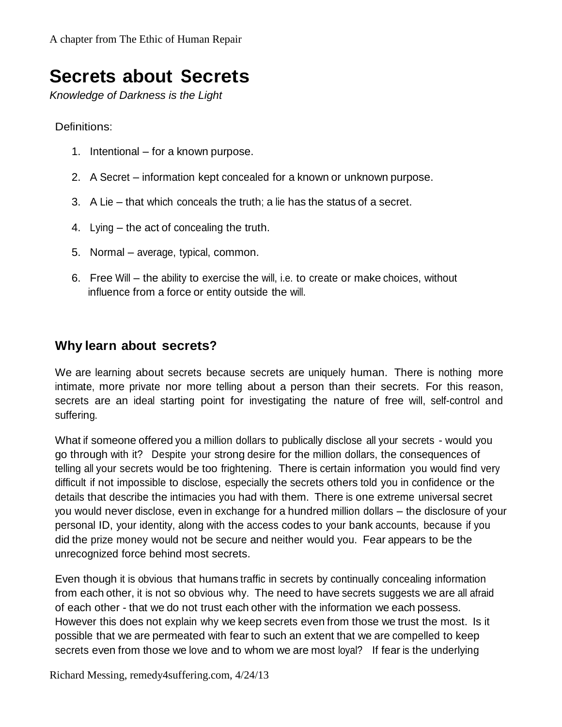A chapter from The Ethic of Human Repair

# Secrets about Secrets

*Knowledge of Darkness is the Light*

Definitions:

1. Intentional – for a known purpose.
2. A Secret – information kept concealed for a known or unknown purpose.
3. A Lie – that which conceals the truth; a lie has the status of a secret.
4. Lying – the act of concealing the truth.
5. Normal – average, typical, common.
6. Free Will – the ability to exercise the will, i.e. to create or make choices, without influence from a force or entity outside the will.

## Why learn about secrets?

We are learning about secrets because secrets are uniquely human. There is nothing more intimate, more private nor more telling about a person than their secrets. For this reason, secrets are an ideal starting point for investigating the nature of free will, self-control and suffering.

What if someone offered you a million dollars to publically disclose all your secrets - would you go through with it? Despite your strong desire for the million dollars, the consequences of telling all your secrets would be too frightening. There is certain information you would find very difficult if not impossible to disclose, especially the secrets others told you in confidence or the details that describe the intimacies you had with them. There is one extreme universal secret you would never disclose, even in exchange for a hundred million dollars – the disclosure of your personal ID, your identity, along with the access codes to your bank accounts, because if you did the prize money would not be secure and neither would you. Fear appears to be the unrecognized force behind most secrets.

Even though it is obvious that humans traffic in secrets by continually concealing information from each other, it is not so obvious why. The need to have secrets suggests we are all afraid of each other - that we do not trust each other with the information we each possess. However this does not explain why we keep secrets even from those we trust the most. Is it possible that we are permeated with fear to such an extent that we are compelled to keep secrets even from those we love and to whom we are most loyal? If fear is the underlying

Richard Messing, remedy4suffering.com, 4/24/13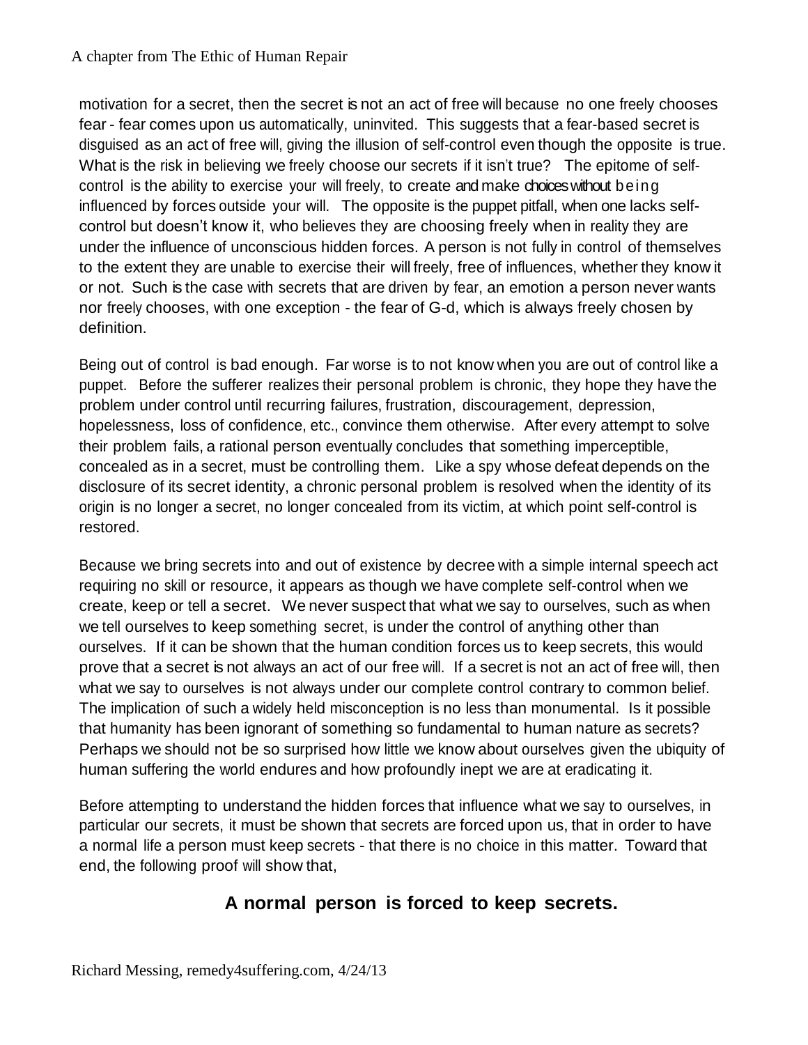motivation for a secret, then the secret is not an act of free will because no one freely chooses fear - fear comes upon us automatically, uninvited. This suggests that a fear-based secret is disguised as an act of free will, giving the illusion of self-control even though the opposite is true. What is the risk in believing we freely choose our secrets if it isn't true? The epitome of self-control is the ability to exercise your will freely, to create and make choices without being influenced by forces outside your will. The opposite is the puppet pitfall, when one lacks self-control but doesn't know it, who believes they are choosing freely when in reality they are under the influence of unconscious hidden forces. A person is not fully in control of themselves to the extent they are unable to exercise their will freely, free of influences, whether they know it or not. Such is the case with secrets that are driven by fear, an emotion a person never wants nor freely chooses, with one exception - the fear of G-d, which is always freely chosen by definition.

Being out of control is bad enough. Far worse is to not know when you are out of control like a puppet. Before the sufferer realizes their personal problem is chronic, they hope they have the problem under control until recurring failures, frustration, discouragement, depression, hopelessness, loss of confidence, etc., convince them otherwise. After every attempt to solve their problem fails, a rational person eventually concludes that something imperceptible, concealed as in a secret, must be controlling them. Like a spy whose defeat depends on the disclosure of its secret identity, a chronic personal problem is resolved when the identity of its origin is no longer a secret, no longer concealed from its victim, at which point self-control is restored.

Because we bring secrets into and out of existence by decree with a simple internal speech act requiring no skill or resource, it appears as though we have complete self-control when we create, keep or tell a secret. We never suspect that what we say to ourselves, such as when we tell ourselves to keep something secret, is under the control of anything other than ourselves. If it can be shown that the human condition forces us to keep secrets, this would prove that a secret is not always an act of our free will. If a secret is not an act of free will, then what we say to ourselves is not always under our complete control contrary to common belief. The implication of such a widely held misconception is no less than monumental. Is it possible that humanity has been ignorant of something so fundamental to human nature as secrets? Perhaps we should not be so surprised how little we know about ourselves given the ubiquity of human suffering the world endures and how profoundly inept we are at eradicating it.

Before attempting to understand the hidden forces that influence what we say to ourselves, in particular our secrets, it must be shown that secrets are forced upon us, that in order to have a normal life a person must keep secrets - that there is no choice in this matter. Toward that end, the following proof will show that,

**A normal person is forced to keep secrets.**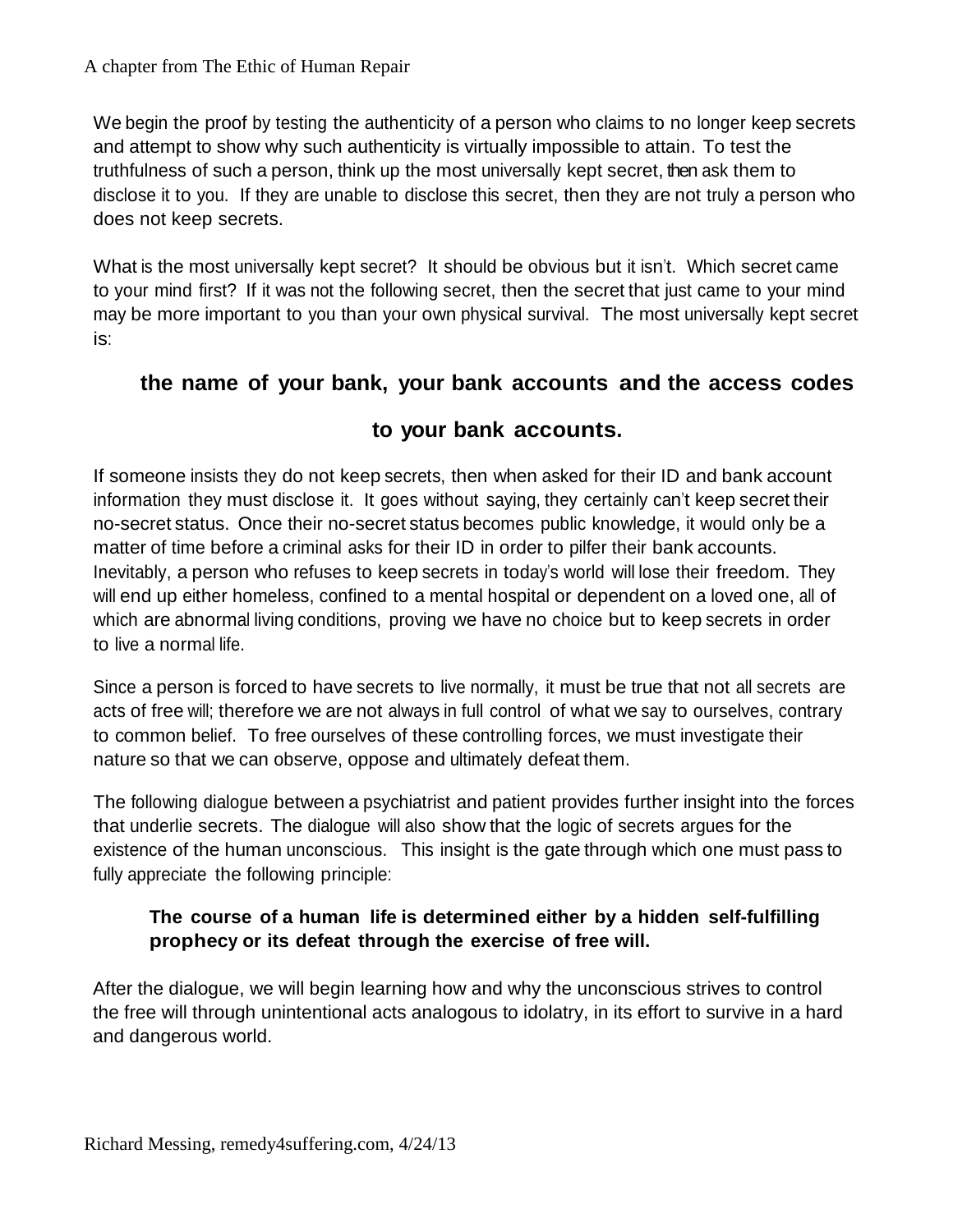We begin the proof by testing the authenticity of a person who claims to no longer keep secrets and attempt to show why such authenticity is virtually impossible to attain. To test the truthfulness of such a person, think up the most universally kept secret, then ask them to disclose it to you. If they are unable to disclose this secret, then they are not truly a person who does not keep secrets.

What is the most universally kept secret? It should be obvious but it isn't. Which secret came to your mind first? If it was not the following secret, then the secret that just came to your mind may be more important to you than your own physical survival. The most universally kept secret is:

**the name of your bank, your bank accounts and the access codes to your bank accounts.**

If someone insists they do not keep secrets, then when asked for their ID and bank account information they must disclose it. It goes without saying, they certainly can't keep secret their no-secret status. Once their no-secret status becomes public knowledge, it would only be a matter of time before a criminal asks for their ID in order to pilfer their bank accounts. Inevitably, a person who refuses to keep secrets in today's world will lose their freedom. They will end up either homeless, confined to a mental hospital or dependent on a loved one, all of which are abnormal living conditions, proving we have no choice but to keep secrets in order to live a normal life.

Since a person is forced to have secrets to live normally, it must be true that not all secrets are acts of free will; therefore we are not always in full control of what we say to ourselves, contrary to common belief. To free ourselves of these controlling forces, we must investigate their nature so that we can observe, oppose and ultimately defeat them.

The following dialogue between a psychiatrist and patient provides further insight into the forces that underlie secrets. The dialogue will also show that the logic of secrets argues for the existence of the human unconscious. This insight is the gate through which one must pass to fully appreciate the following principle:

> **The course of a human life is determined either by a hidden self-fulfilling prophecy or its defeat through the exercise of free will.**

After the dialogue, we will begin learning how and why the unconscious strives to control the free will through unintentional acts analogous to idolatry, in its effort to survive in a hard and dangerous world.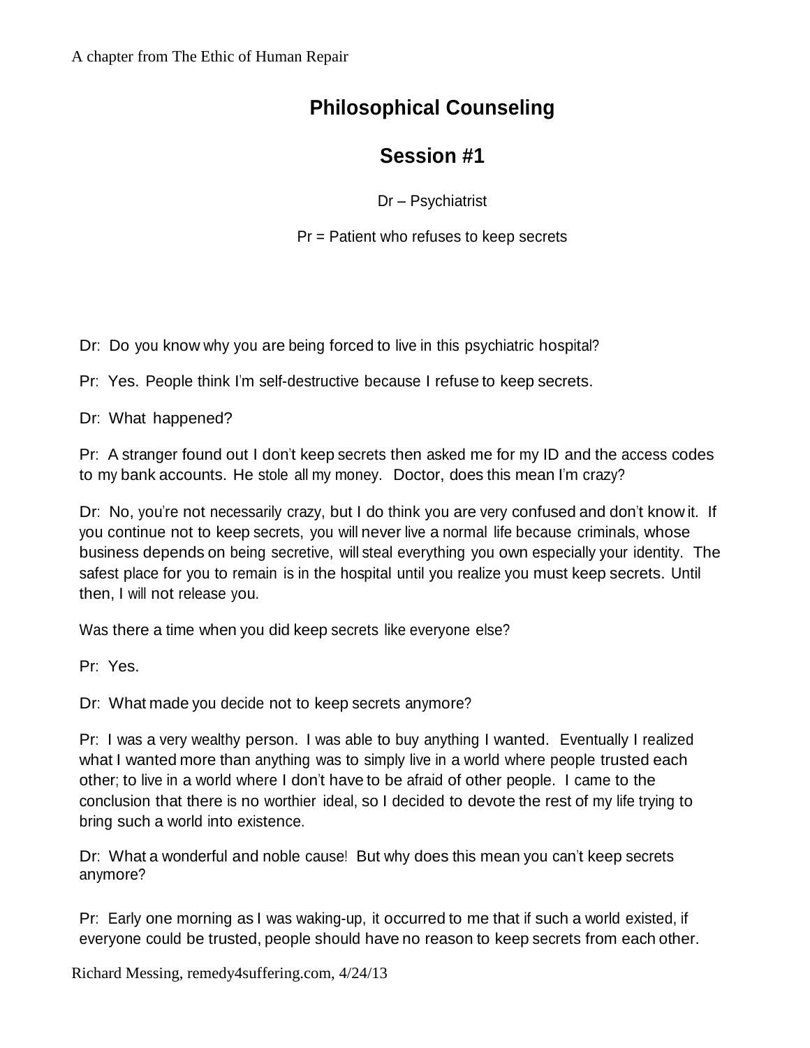# Philosophical Counseling

## Session #1

Dr – Psychiatrist

Pr = Patient who refuses to keep secrets

Dr: Do you know why you are being forced to live in this psychiatric hospital?

Pr: Yes. People think I'm self-destructive because I refuse to keep secrets.

Dr: What happened?

Pr: A stranger found out I don't keep secrets then asked me for my ID and the access codes to my bank accounts. He stole all my money. Doctor, does this mean I'm crazy?

Dr: No, you're not necessarily crazy, but I do think you are very confused and don't know it. If you continue not to keep secrets, you will never live a normal life because criminals, whose business depends on being secretive, will steal everything you own especially your identity. The safest place for you to remain is in the hospital until you realize you must keep secrets. Until then, I will not release you.

Was there a time when you did keep secrets like everyone else?

Pr: Yes.

Dr: What made you decide not to keep secrets anymore?

Pr: I was a very wealthy person. I was able to buy anything I wanted. Eventually I realized what I wanted more than anything was to simply live in a world where people trusted each other; to live in a world where I don't have to be afraid of other people. I came to the conclusion that there is no worthier ideal, so I decided to devote the rest of my life trying to bring such a world into existence.

Dr: What a wonderful and noble cause! But why does this mean you can't keep secrets anymore?

Pr: Early one morning as I was waking-up, it occurred to me that if such a world existed, if everyone could be trusted, people should have no reason to keep secrets from each other.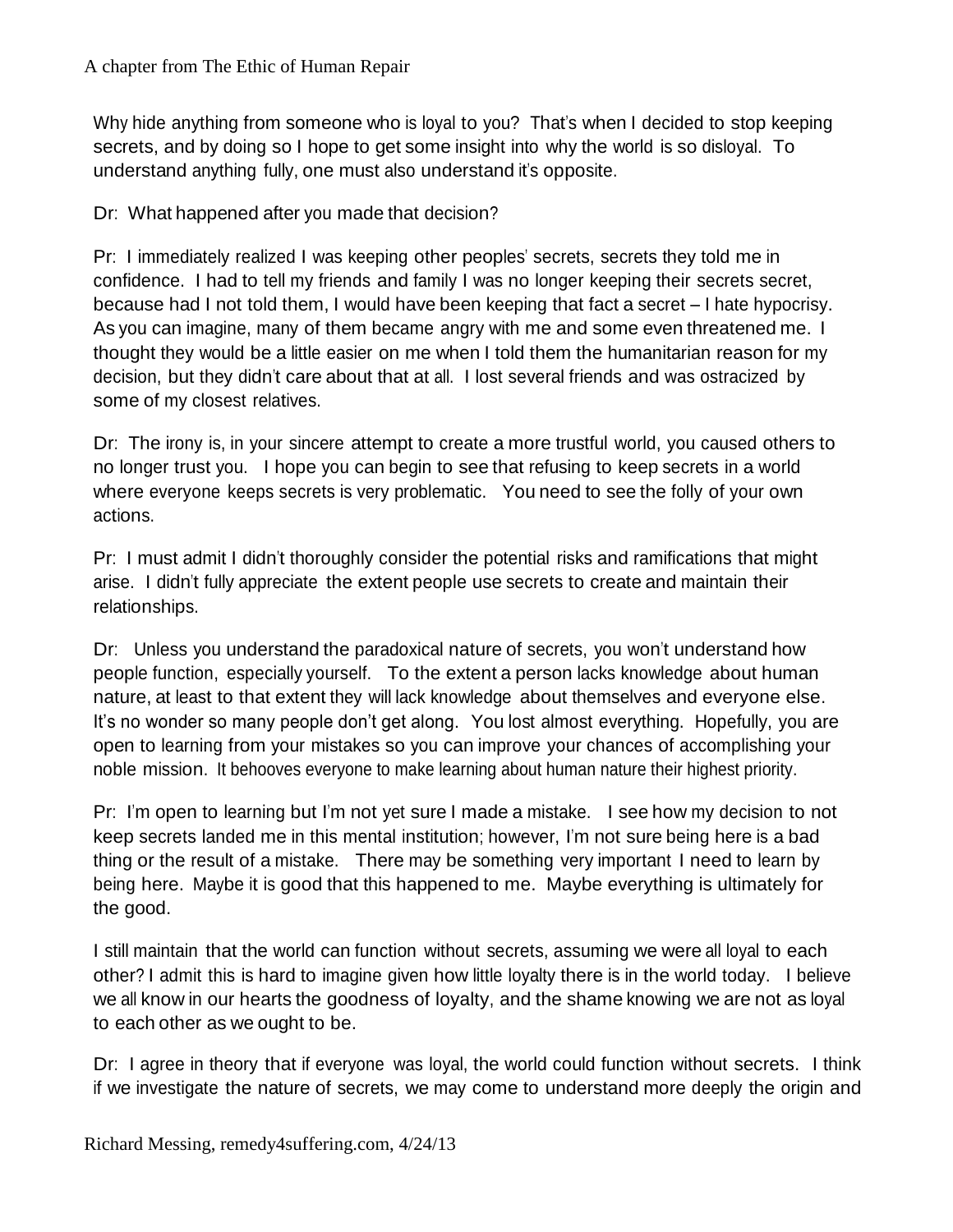Why hide anything from someone who is loyal to you? That's when I decided to stop keeping secrets, and by doing so I hope to get some insight into why the world is so disloyal. To understand anything fully, one must also understand it's opposite.

Dr: What happened after you made that decision?

Pr: I immediately realized I was keeping other peoples' secrets, secrets they told me in confidence. I had to tell my friends and family I was no longer keeping their secrets secret, because had I not told them, I would have been keeping that fact a secret – I hate hypocrisy. As you can imagine, many of them became angry with me and some even threatened me. I thought they would be a little easier on me when I told them the humanitarian reason for my decision, but they didn't care about that at all. I lost several friends and was ostracized by some of my closest relatives.

Dr: The irony is, in your sincere attempt to create a more trustful world, you caused others to no longer trust you. I hope you can begin to see that refusing to keep secrets in a world where everyone keeps secrets is very problematic. You need to see the folly of your own actions.

Pr: I must admit I didn't thoroughly consider the potential risks and ramifications that might arise. I didn't fully appreciate the extent people use secrets to create and maintain their relationships.

Dr: Unless you understand the paradoxical nature of secrets, you won't understand how people function, especially yourself. To the extent a person lacks knowledge about human nature, at least to that extent they will lack knowledge about themselves and everyone else. It's no wonder so many people don't get along. You lost almost everything. Hopefully, you are open to learning from your mistakes so you can improve your chances of accomplishing your noble mission. It behooves everyone to make learning about human nature their highest priority.

Pr: I'm open to learning but I'm not yet sure I made a mistake. I see how my decision to not keep secrets landed me in this mental institution; however, I'm not sure being here is a bad thing or the result of a mistake. There may be something very important I need to learn by being here. Maybe it is good that this happened to me. Maybe everything is ultimately for the good.

I still maintain that the world can function without secrets, assuming we were all loyal to each other? I admit this is hard to imagine given how little loyalty there is in the world today. I believe we all know in our hearts the goodness of loyalty, and the shame knowing we are not as loyal to each other as we ought to be.

Dr: I agree in theory that if everyone was loyal, the world could function without secrets. I think if we investigate the nature of secrets, we may come to understand more deeply the origin and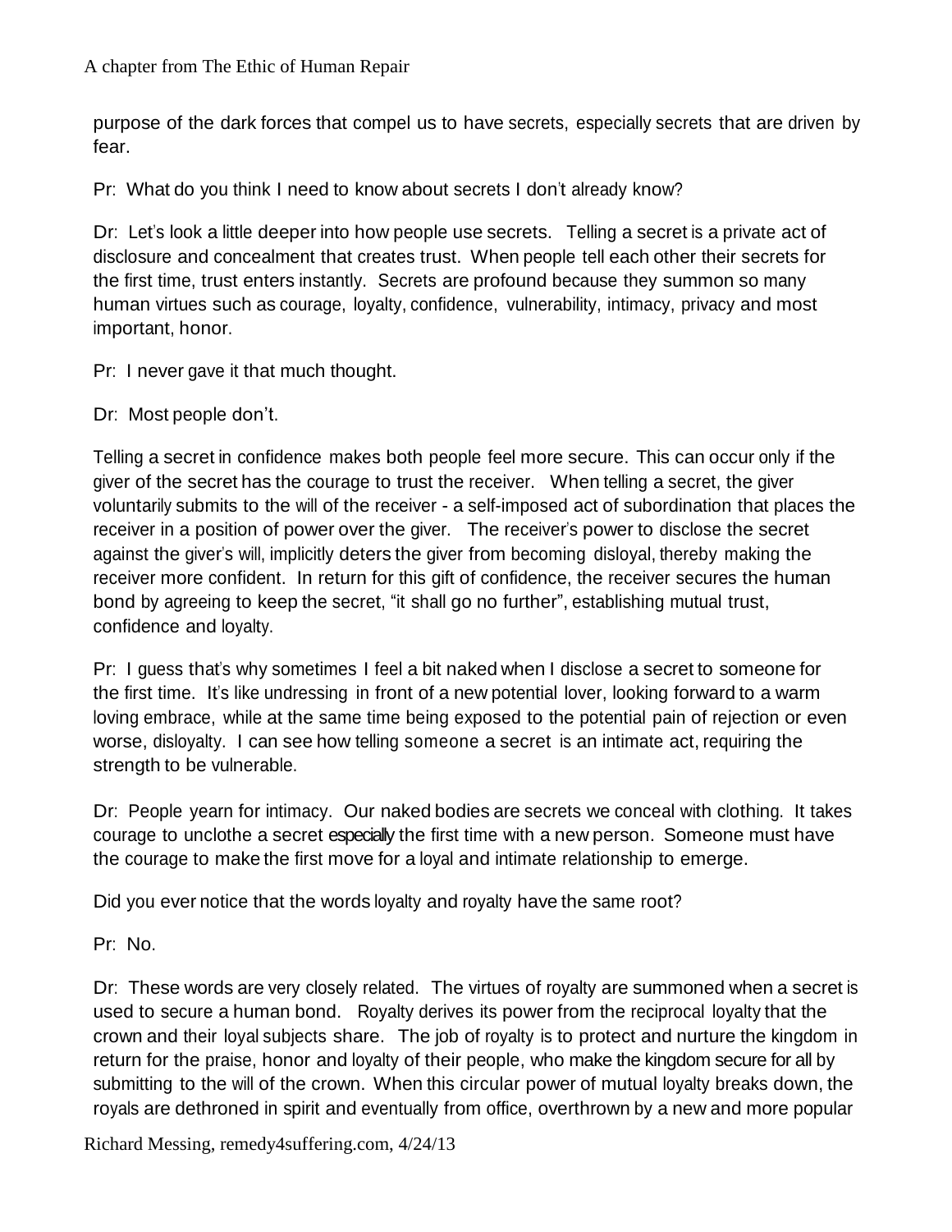purpose of the dark forces that compel us to have secrets, especially secrets that are driven by fear.

Pr: What do you think I need to know about secrets I don't already know?

Dr: Let's look a little deeper into how people use secrets. Telling a secret is a private act of disclosure and concealment that creates trust. When people tell each other their secrets for the first time, trust enters instantly. Secrets are profound because they summon so many human virtues such as courage, loyalty, confidence, vulnerability, intimacy, privacy and most important, honor.

Pr: I never gave it that much thought.

Dr: Most people don't.

Telling a secret in confidence makes both people feel more secure. This can occur only if the giver of the secret has the courage to trust the receiver. When telling a secret, the giver voluntarily submits to the will of the receiver - a self-imposed act of subordination that places the receiver in a position of power over the giver. The receiver's power to disclose the secret against the giver's will, implicitly deters the giver from becoming disloyal, thereby making the receiver more confident. In return for this gift of confidence, the receiver secures the human bond by agreeing to keep the secret, "it shall go no further", establishing mutual trust, confidence and loyalty.

Pr: I guess that's why sometimes I feel a bit naked when I disclose a secret to someone for the first time. It's like undressing in front of a new potential lover, looking forward to a warm loving embrace, while at the same time being exposed to the potential pain of rejection or even worse, disloyalty. I can see how telling someone a secret is an intimate act, requiring the strength to be vulnerable.

Dr: People yearn for intimacy. Our naked bodies are secrets we conceal with clothing. It takes courage to unclothe a secret especially the first time with a new person. Someone must have the courage to make the first move for a loyal and intimate relationship to emerge.

Did you ever notice that the words loyalty and royalty have the same root?

Pr: No.

Dr: These words are very closely related. The virtues of royalty are summoned when a secret is used to secure a human bond. Royalty derives its power from the reciprocal loyalty that the crown and their loyal subjects share. The job of royalty is to protect and nurture the kingdom in return for the praise, honor and loyalty of their people, who make the kingdom secure for all by submitting to the will of the crown. When this circular power of mutual loyalty breaks down, the royals are dethroned in spirit and eventually from office, overthrown by a new and more popular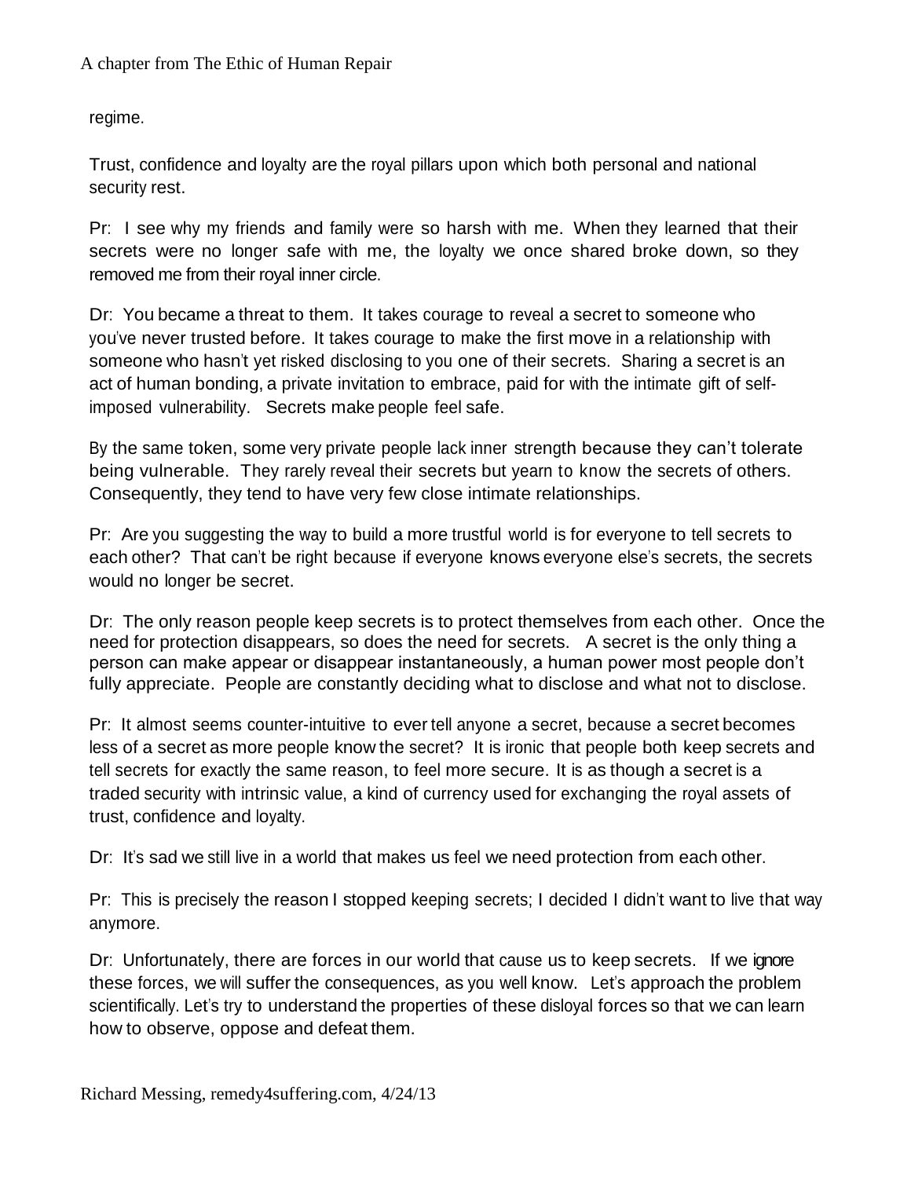regime.

Trust, confidence and loyalty are the royal pillars upon which both personal and national security rest.

Pr: I see why my friends and family were so harsh with me. When they learned that their secrets were no longer safe with me, the loyalty we once shared broke down, so they removed me from their royal inner circle.

Dr: You became a threat to them. It takes courage to reveal a secret to someone who you've never trusted before. It takes courage to make the first move in a relationship with someone who hasn't yet risked disclosing to you one of their secrets. Sharing a secret is an act of human bonding, a private invitation to embrace, paid for with the intimate gift of self-imposed vulnerability. Secrets make people feel safe.

By the same token, some very private people lack inner strength because they can't tolerate being vulnerable. They rarely reveal their secrets but yearn to know the secrets of others. Consequently, they tend to have very few close intimate relationships.

Pr: Are you suggesting the way to build a more trustful world is for everyone to tell secrets to each other? That can't be right because if everyone knows everyone else's secrets, the secrets would no longer be secret.

Dr: The only reason people keep secrets is to protect themselves from each other. Once the need for protection disappears, so does the need for secrets. A secret is the only thing a person can make appear or disappear instantaneously, a human power most people don't fully appreciate. People are constantly deciding what to disclose and what not to disclose.

Pr: It almost seems counter-intuitive to ever tell anyone a secret, because a secret becomes less of a secret as more people know the secret? It is ironic that people both keep secrets and tell secrets for exactly the same reason, to feel more secure. It is as though a secret is a traded security with intrinsic value, a kind of currency used for exchanging the royal assets of trust, confidence and loyalty.

Dr: It's sad we still live in a world that makes us feel we need protection from each other.

Pr: This is precisely the reason I stopped keeping secrets; I decided I didn't want to live that way anymore.

Dr: Unfortunately, there are forces in our world that cause us to keep secrets. If we ignore these forces, we will suffer the consequences, as you well know. Let's approach the problem scientifically. Let's try to understand the properties of these disloyal forces so that we can learn how to observe, oppose and defeat them.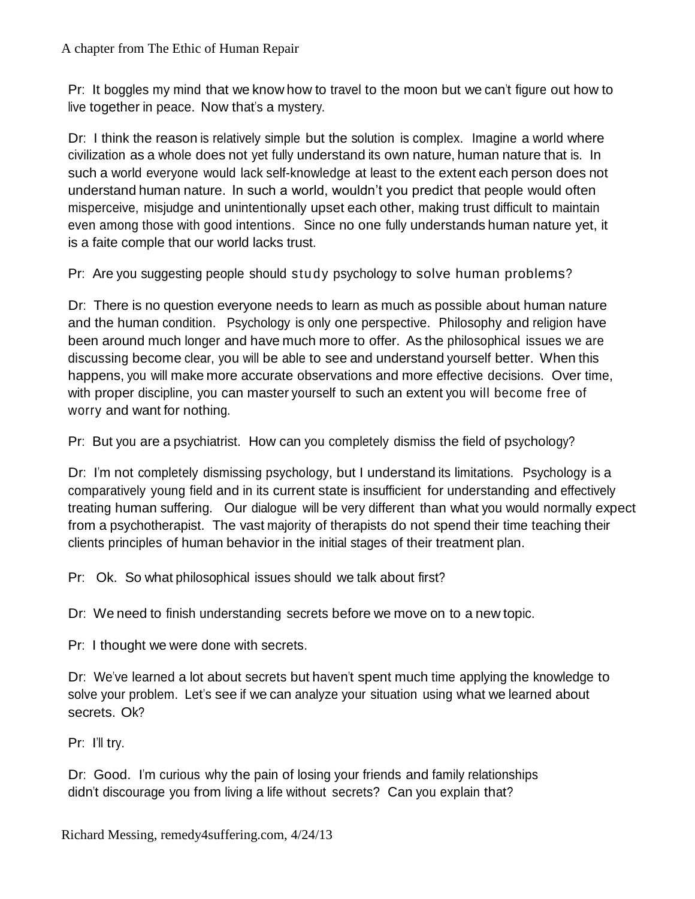Pr: It boggles my mind that we know how to travel to the moon but we can't figure out how to live together in peace. Now that's a mystery.

Dr: I think the reason is relatively simple but the solution is complex. Imagine a world where civilization as a whole does not yet fully understand its own nature, human nature that is. In such a world everyone would lack self-knowledge at least to the extent each person does not understand human nature. In such a world, wouldn't you predict that people would often misperceive, misjudge and unintentionally upset each other, making trust difficult to maintain even among those with good intentions. Since no one fully understands human nature yet, it is a faite comple that our world lacks trust.

Pr: Are you suggesting people should study psychology to solve human problems?

Dr: There is no question everyone needs to learn as much as possible about human nature and the human condition. Psychology is only one perspective. Philosophy and religion have been around much longer and have much more to offer. As the philosophical issues we are discussing become clear, you will be able to see and understand yourself better. When this happens, you will make more accurate observations and more effective decisions. Over time, with proper discipline, you can master yourself to such an extent you will become free of worry and want for nothing.

Pr: But you are a psychiatrist. How can you completely dismiss the field of psychology?

Dr: I'm not completely dismissing psychology, but I understand its limitations. Psychology is a comparatively young field and in its current state is insufficient for understanding and effectively treating human suffering. Our dialogue will be very different than what you would normally expect from a psychotherapist. The vast majority of therapists do not spend their time teaching their clients principles of human behavior in the initial stages of their treatment plan.

Pr: Ok. So what philosophical issues should we talk about first?

Dr: We need to finish understanding secrets before we move on to a new topic.

Pr: I thought we were done with secrets.

Dr: We've learned a lot about secrets but haven't spent much time applying the knowledge to solve your problem. Let's see if we can analyze your situation using what we learned about secrets. Ok?

Pr: I'll try.

Dr: Good. I'm curious why the pain of losing your friends and family relationships didn't discourage you from living a life without secrets? Can you explain that?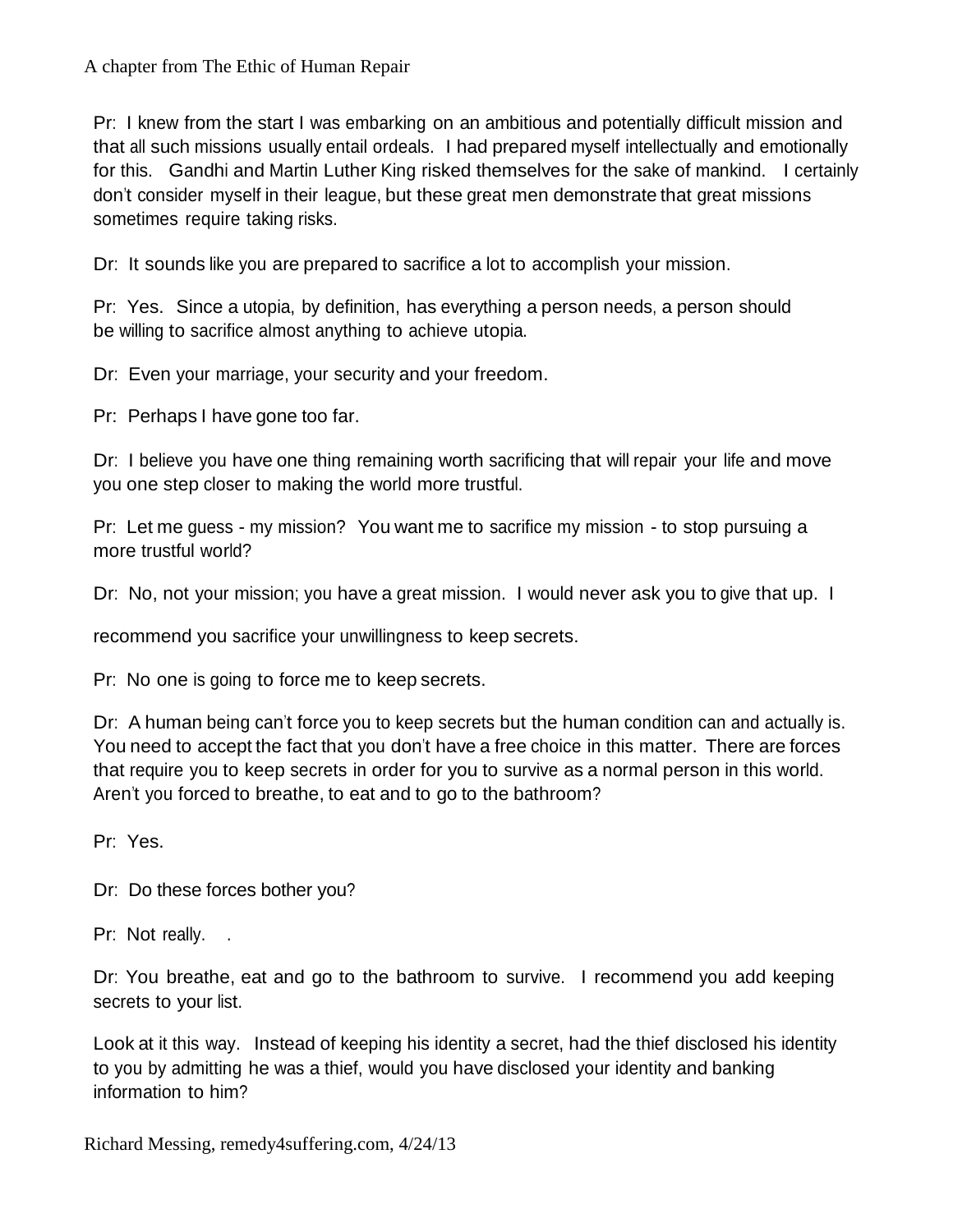Pr: I knew from the start I was embarking on an ambitious and potentially difficult mission and that all such missions usually entail ordeals. I had prepared myself intellectually and emotionally for this. Gandhi and Martin Luther King risked themselves for the sake of mankind. I certainly don't consider myself in their league, but these great men demonstrate that great missions sometimes require taking risks.

Dr: It sounds like you are prepared to sacrifice a lot to accomplish your mission.

Pr: Yes. Since a utopia, by definition, has everything a person needs, a person should be willing to sacrifice almost anything to achieve utopia.

Dr: Even your marriage, your security and your freedom.

Pr: Perhaps I have gone too far.

Dr: I believe you have one thing remaining worth sacrificing that will repair your life and move you one step closer to making the world more trustful.

Pr: Let me guess - my mission? You want me to sacrifice my mission - to stop pursuing a more trustful world?

Dr: No, not your mission; you have a great mission. I would never ask you to give that up. I recommend you sacrifice your unwillingness to keep secrets.

Pr: No one is going to force me to keep secrets.

Dr: A human being can't force you to keep secrets but the human condition can and actually is. You need to accept the fact that you don't have a free choice in this matter. There are forces that require you to keep secrets in order for you to survive as a normal person in this world. Aren't you forced to breathe, to eat and to go to the bathroom?

Pr: Yes.

Dr: Do these forces bother you?

Pr: Not really. .

Dr: You breathe, eat and go to the bathroom to survive. I recommend you add keeping secrets to your list.

Look at it this way. Instead of keeping his identity a secret, had the thief disclosed his identity to you by admitting he was a thief, would you have disclosed your identity and banking information to him?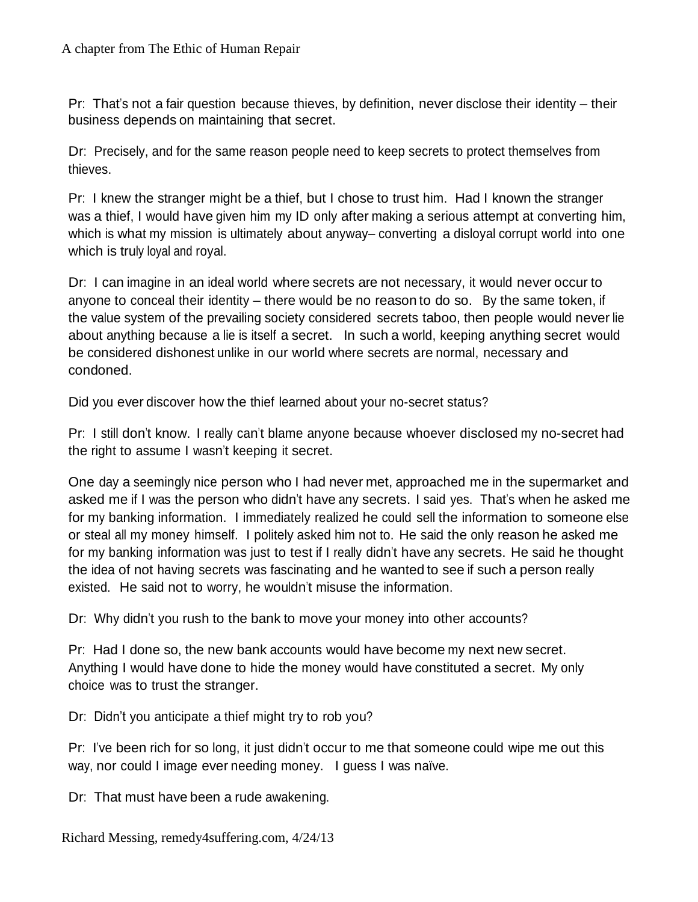Pr: That's not a fair question because thieves, by definition, never disclose their identity – their business depends on maintaining that secret.

Dr: Precisely, and for the same reason people need to keep secrets to protect themselves from thieves.

Pr: I knew the stranger might be a thief, but I chose to trust him. Had I known the stranger was a thief, I would have given him my ID only after making a serious attempt at converting him, which is what my mission is ultimately about anyway– converting a disloyal corrupt world into one which is truly loyal and royal.

Dr: I can imagine in an ideal world where secrets are not necessary, it would never occur to anyone to conceal their identity – there would be no reason to do so. By the same token, if the value system of the prevailing society considered secrets taboo, then people would never lie about anything because a lie is itself a secret. In such a world, keeping anything secret would be considered dishonest unlike in our world where secrets are normal, necessary and condoned.

Did you ever discover how the thief learned about your no-secret status?

Pr: I still don't know. I really can't blame anyone because whoever disclosed my no-secret had the right to assume I wasn't keeping it secret.

One day a seemingly nice person who I had never met, approached me in the supermarket and asked me if I was the person who didn't have any secrets. I said yes. That's when he asked me for my banking information. I immediately realized he could sell the information to someone else or steal all my money himself. I politely asked him not to. He said the only reason he asked me for my banking information was just to test if I really didn't have any secrets. He said he thought the idea of not having secrets was fascinating and he wanted to see if such a person really existed. He said not to worry, he wouldn't misuse the information.

Dr: Why didn't you rush to the bank to move your money into other accounts?

Pr: Had I done so, the new bank accounts would have become my next new secret. Anything I would have done to hide the money would have constituted a secret. My only choice was to trust the stranger.

Dr: Didn't you anticipate a thief might try to rob you?

Pr: I've been rich for so long, it just didn't occur to me that someone could wipe me out this way, nor could I image ever needing money. I guess I was naïve.

Dr: That must have been a rude awakening.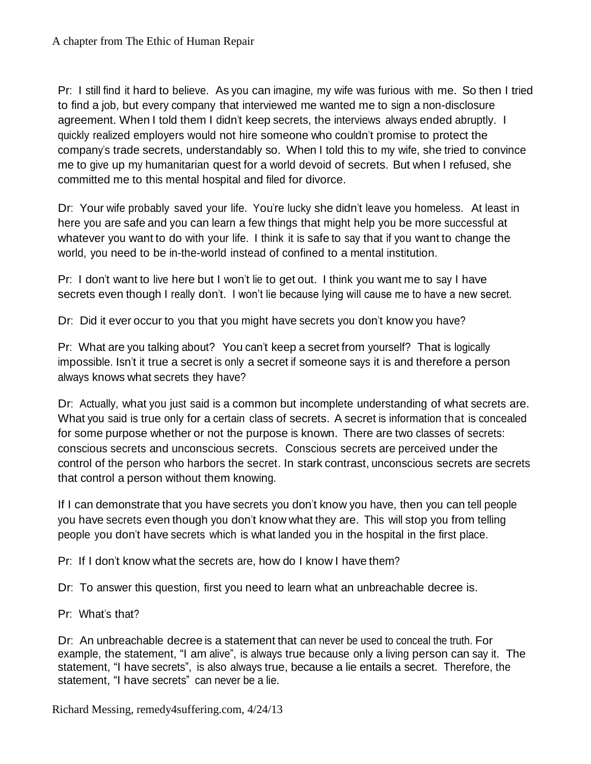Pr: I still find it hard to believe. As you can imagine, my wife was furious with me. So then I tried to find a job, but every company that interviewed me wanted me to sign a non-disclosure agreement. When I told them I didn't keep secrets, the interviews always ended abruptly. I quickly realized employers would not hire someone who couldn't promise to protect the company's trade secrets, understandably so. When I told this to my wife, she tried to convince me to give up my humanitarian quest for a world devoid of secrets. But when I refused, she committed me to this mental hospital and filed for divorce.

Dr: Your wife probably saved your life. You're lucky she didn't leave you homeless. At least in here you are safe and you can learn a few things that might help you be more successful at whatever you want to do with your life. I think it is safe to say that if you want to change the world, you need to be in-the-world instead of confined to a mental institution.

Pr: I don't want to live here but I won't lie to get out. I think you want me to say I have secrets even though I really don't. I won't lie because lying will cause me to have a new secret.

Dr: Did it ever occur to you that you might have secrets you don't know you have?

Pr: What are you talking about? You can't keep a secret from yourself? That is logically impossible. Isn't it true a secret is only a secret if someone says it is and therefore a person always knows what secrets they have?

Dr: Actually, what you just said is a common but incomplete understanding of what secrets are. What you said is true only for a certain class of secrets. A secret is information that is concealed for some purpose whether or not the purpose is known. There are two classes of secrets: conscious secrets and unconscious secrets. Conscious secrets are perceived under the control of the person who harbors the secret. In stark contrast, unconscious secrets are secrets that control a person without them knowing.

If I can demonstrate that you have secrets you don't know you have, then you can tell people you have secrets even though you don't know what they are. This will stop you from telling people you don't have secrets which is what landed you in the hospital in the first place.

Pr: If I don't know what the secrets are, how do I know I have them?

Dr: To answer this question, first you need to learn what an unbreachable decree is.

Pr: What's that?

Dr: An unbreachable decree is a statement that can never be used to conceal the truth. For example, the statement, "I am alive", is always true because only a living person can say it. The statement, "I have secrets", is also always true, because a lie entails a secret. Therefore, the statement, "I have secrets" can never be a lie.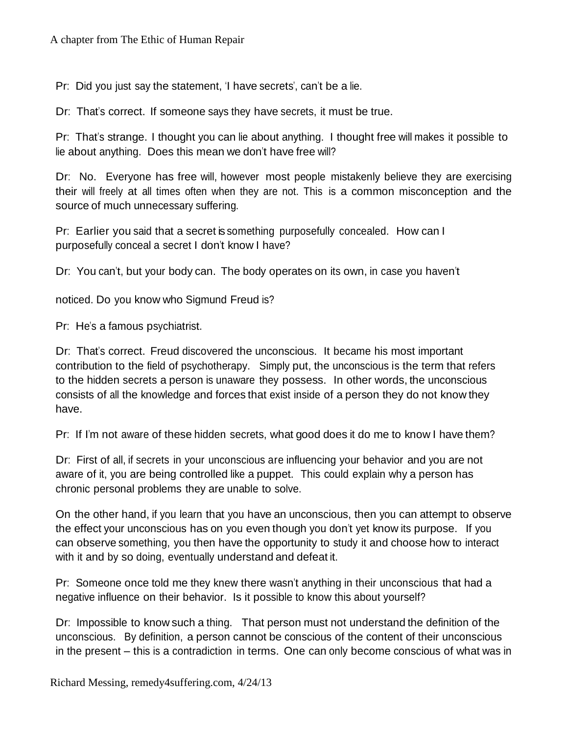Pr: Did you just say the statement, 'I have secrets', can't be a lie.

Dr: That's correct. If someone says they have secrets, it must be true.

Pr: That's strange. I thought you can lie about anything. I thought free will makes it possible to lie about anything. Does this mean we don't have free will?

Dr: No. Everyone has free will, however most people mistakenly believe they are exercising their will freely at all times often when they are not. This is a common misconception and the source of much unnecessary suffering.

Pr: Earlier you said that a secret is something purposefully concealed. How can I purposefully conceal a secret I don't know I have?

Dr: You can't, but your body can. The body operates on its own, in case you haven't noticed. Do you know who Sigmund Freud is?

Pr: He's a famous psychiatrist.

Dr: That's correct. Freud discovered the unconscious. It became his most important contribution to the field of psychotherapy. Simply put, the unconscious is the term that refers to the hidden secrets a person is unaware they possess. In other words, the unconscious consists of all the knowledge and forces that exist inside of a person they do not know they have.

Pr: If I'm not aware of these hidden secrets, what good does it do me to know I have them?

Dr: First of all, if secrets in your unconscious are influencing your behavior and you are not aware of it, you are being controlled like a puppet. This could explain why a person has chronic personal problems they are unable to solve.

On the other hand, if you learn that you have an unconscious, then you can attempt to observe the effect your unconscious has on you even though you don't yet know its purpose. If you can observe something, you then have the opportunity to study it and choose how to interact with it and by so doing, eventually understand and defeat it.

Pr: Someone once told me they knew there wasn't anything in their unconscious that had a negative influence on their behavior. Is it possible to know this about yourself?

Dr: Impossible to know such a thing. That person must not understand the definition of the unconscious. By definition, a person cannot be conscious of the content of their unconscious in the present – this is a contradiction in terms. One can only become conscious of what was in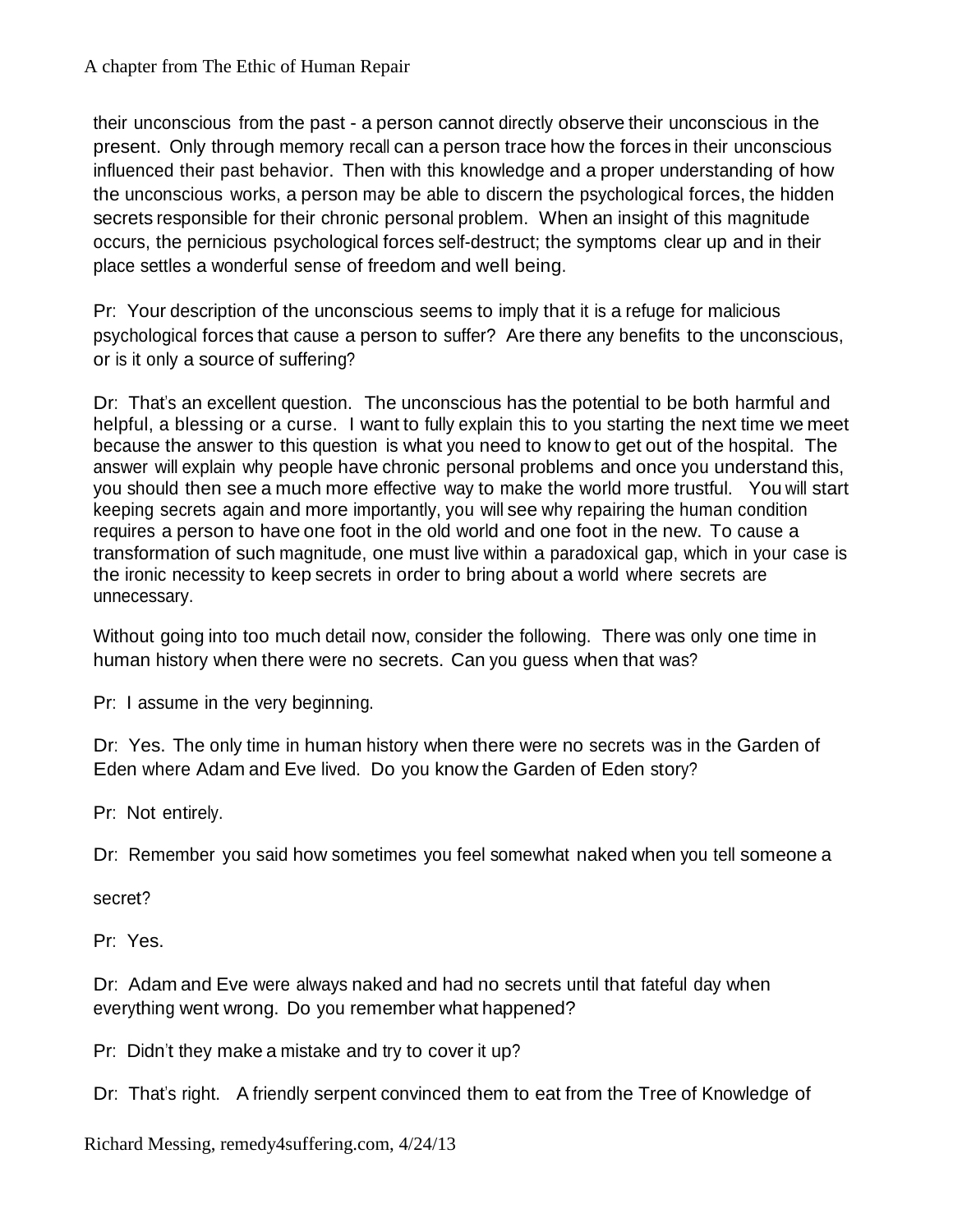their unconscious from the past - a person cannot directly observe their unconscious in the present. Only through memory recall can a person trace how the forces in their unconscious influenced their past behavior. Then with this knowledge and a proper understanding of how the unconscious works, a person may be able to discern the psychological forces, the hidden secrets responsible for their chronic personal problem. When an insight of this magnitude occurs, the pernicious psychological forces self-destruct; the symptoms clear up and in their place settles a wonderful sense of freedom and well being.

Pr: Your description of the unconscious seems to imply that it is a refuge for malicious psychological forces that cause a person to suffer? Are there any benefits to the unconscious, or is it only a source of suffering?

Dr: That's an excellent question. The unconscious has the potential to be both harmful and helpful, a blessing or a curse. I want to fully explain this to you starting the next time we meet because the answer to this question is what you need to know to get out of the hospital. The answer will explain why people have chronic personal problems and once you understand this, you should then see a much more effective way to make the world more trustful. You will start keeping secrets again and more importantly, you will see why repairing the human condition requires a person to have one foot in the old world and one foot in the new. To cause a transformation of such magnitude, one must live within a paradoxical gap, which in your case is the ironic necessity to keep secrets in order to bring about a world where secrets are unnecessary.

Without going into too much detail now, consider the following. There was only one time in human history when there were no secrets. Can you guess when that was?

Pr: I assume in the very beginning.

Dr: Yes. The only time in human history when there were no secrets was in the Garden of Eden where Adam and Eve lived. Do you know the Garden of Eden story?

Pr: Not entirely.

Dr: Remember you said how sometimes you feel somewhat naked when you tell someone a secret?

Pr: Yes.

Dr: Adam and Eve were always naked and had no secrets until that fateful day when everything went wrong. Do you remember what happened?

Pr: Didn't they make a mistake and try to cover it up?

Dr: That's right. A friendly serpent convinced them to eat from the Tree of Knowledge of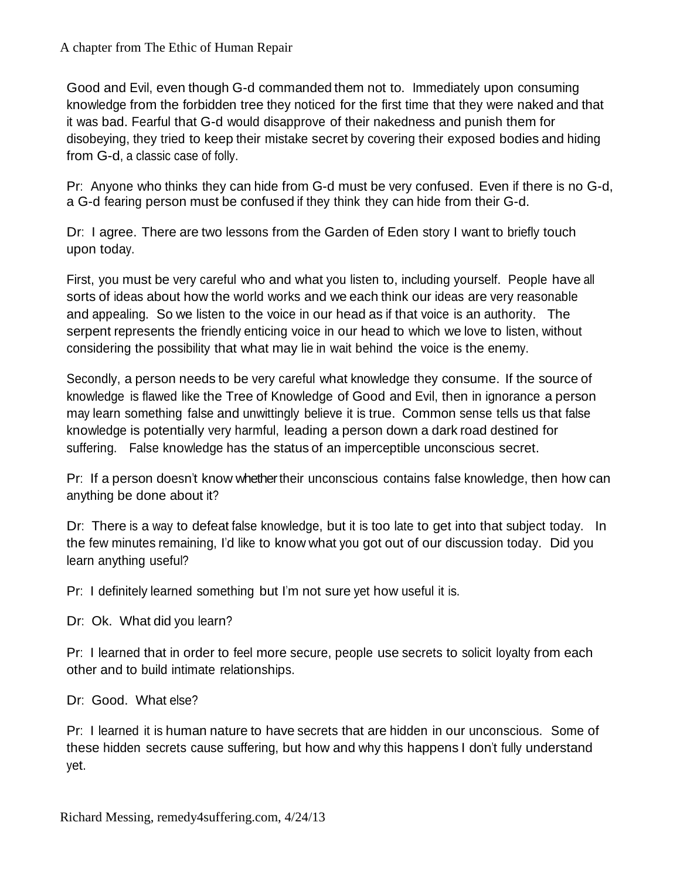Good and Evil, even though G-d commanded them not to. Immediately upon consuming knowledge from the forbidden tree they noticed for the first time that they were naked and that it was bad. Fearful that G-d would disapprove of their nakedness and punish them for disobeying, they tried to keep their mistake secret by covering their exposed bodies and hiding from G-d, a classic case of folly.

Pr: Anyone who thinks they can hide from G-d must be very confused. Even if there is no G-d, a G-d fearing person must be confused if they think they can hide from their G-d.

Dr: I agree. There are two lessons from the Garden of Eden story I want to briefly touch upon today.

First, you must be very careful who and what you listen to, including yourself. People have all sorts of ideas about how the world works and we each think our ideas are very reasonable and appealing. So we listen to the voice in our head as if that voice is an authority. The serpent represents the friendly enticing voice in our head to which we love to listen, without considering the possibility that what may lie in wait behind the voice is the enemy.

Secondly, a person needs to be very careful what knowledge they consume. If the source of knowledge is flawed like the Tree of Knowledge of Good and Evil, then in ignorance a person may learn something false and unwittingly believe it is true. Common sense tells us that false knowledge is potentially very harmful, leading a person down a dark road destined for suffering. False knowledge has the status of an imperceptible unconscious secret.

Pr: If a person doesn't know whether their unconscious contains false knowledge, then how can anything be done about it?

Dr: There is a way to defeat false knowledge, but it is too late to get into that subject today. In the few minutes remaining, I'd like to know what you got out of our discussion today. Did you learn anything useful?

Pr: I definitely learned something but I'm not sure yet how useful it is.

Dr: Ok. What did you learn?

Pr: I learned that in order to feel more secure, people use secrets to solicit loyalty from each other and to build intimate relationships.

Dr: Good. What else?

Pr: I learned it is human nature to have secrets that are hidden in our unconscious. Some of these hidden secrets cause suffering, but how and why this happens I don't fully understand yet.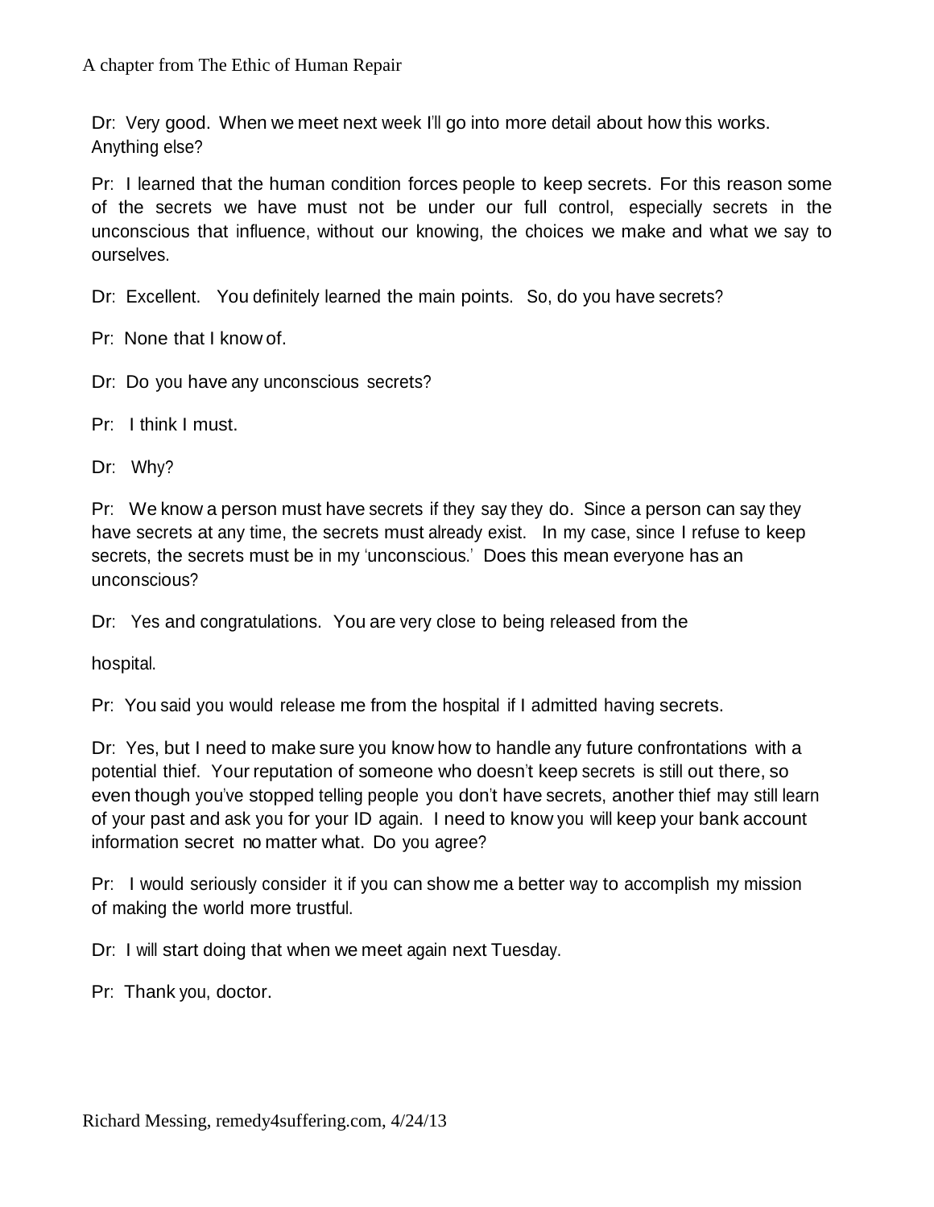Dr: Very good. When we meet next week I'll go into more detail about how this works. Anything else?

Pr: I learned that the human condition forces people to keep secrets. For this reason some of the secrets we have must not be under our full control, especially secrets in the unconscious that influence, without our knowing, the choices we make and what we say to ourselves.

Dr: Excellent. You definitely learned the main points. So, do you have secrets?

Pr: None that I know of.

Dr: Do you have any unconscious secrets?

Pr: I think I must.

Dr: Why?

Pr: We know a person must have secrets if they say they do. Since a person can say they have secrets at any time, the secrets must already exist. In my case, since I refuse to keep secrets, the secrets must be in my 'unconscious.' Does this mean everyone has an unconscious?

Dr: Yes and congratulations. You are very close to being released from the hospital.

Pr: You said you would release me from the hospital if I admitted having secrets.

Dr: Yes, but I need to make sure you know how to handle any future confrontations with a potential thief. Your reputation of someone who doesn't keep secrets is still out there, so even though you've stopped telling people you don't have secrets, another thief may still learn of your past and ask you for your ID again. I need to know you will keep your bank account information secret no matter what. Do you agree?

Pr: I would seriously consider it if you can show me a better way to accomplish my mission of making the world more trustful.

Dr: I will start doing that when we meet again next Tuesday.

Pr: Thank you, doctor.